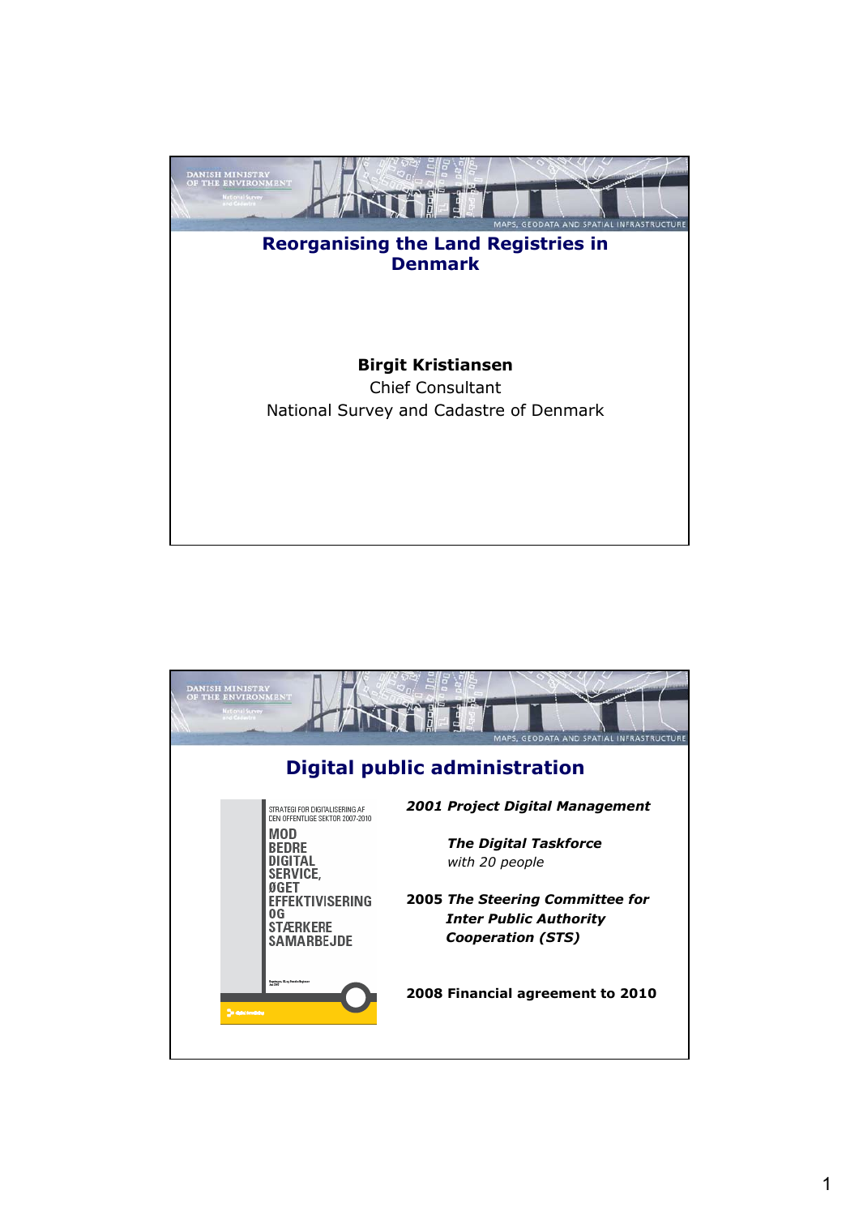DANISH MINISTRY OF THE ENVIRONMENT

MAPS, GEODATA AND SPATIAL INFRASTRUCTURE

# Reorganising the Land Registries in Denmark

**Birgit Kristiansen**
Chief Consultant
National Survey and Cadastre of Denmark

---

DANISH MINISTRY OF THE ENVIRONMENT

MAPS, GEODATA AND SPATIAL INFRASTRUCTURE

## Digital public administration

STRATEGI FOR DIGITALISERING AF DEN OFFENTLIGE SEKTOR 2007-2010

MOD BEDRE DIGITAL SERVICE, ØGET EFFEKTIVISERING OG STÆRKERE SAMARBEJDE

***2001 Project Digital Management***

***The Digital Taskforce***
*with 20 people*

**2005** ***The Steering Committee for Inter Public Authority Cooperation (STS)***

**2008 Financial agreement to 2010**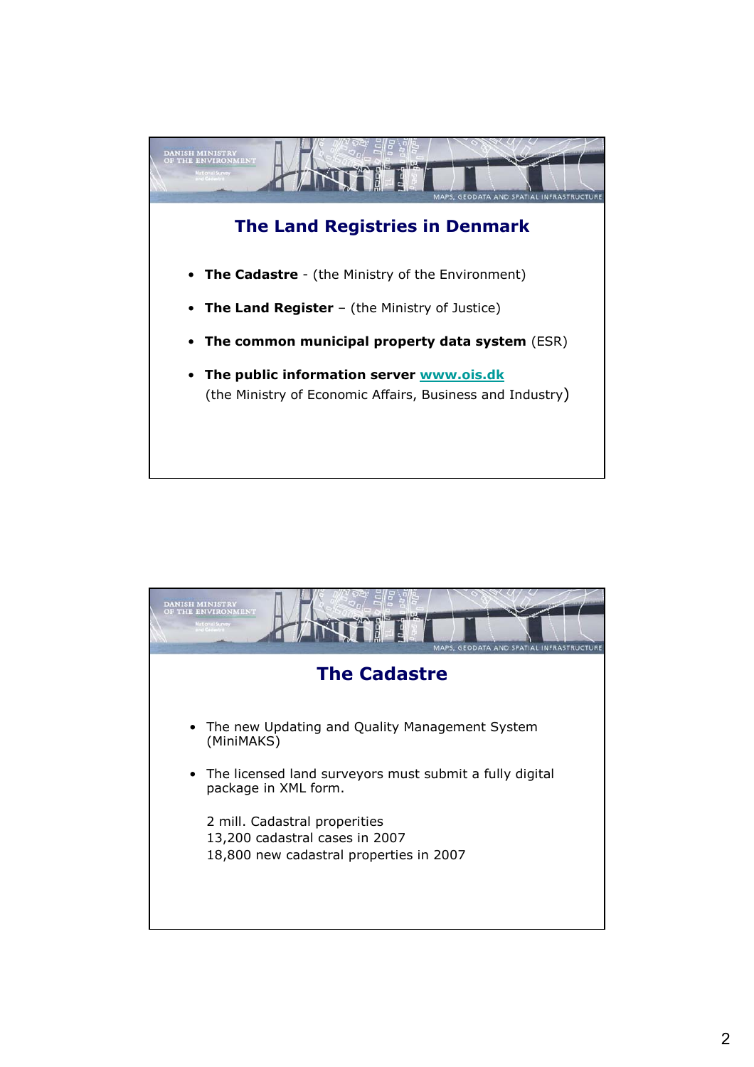# The Land Registries in Denmark

- **The Cadastre** - (the Ministry of the Environment)
- **The Land Register** – (the Ministry of Justice)
- **The common municipal property data system** (ESR)
- **The public information server [www.ois.dk](www.ois.dk)**
  (the Ministry of Economic Affairs, Business and Industry)

# The Cadastre

- The new Updating and Quality Management System (MiniMAKS)
- The licensed land surveyors must submit a fully digital package in XML form.

2 mill. Cadastral properities
13,200 cadastral cases in 2007
18,800 new cadastral properties in 2007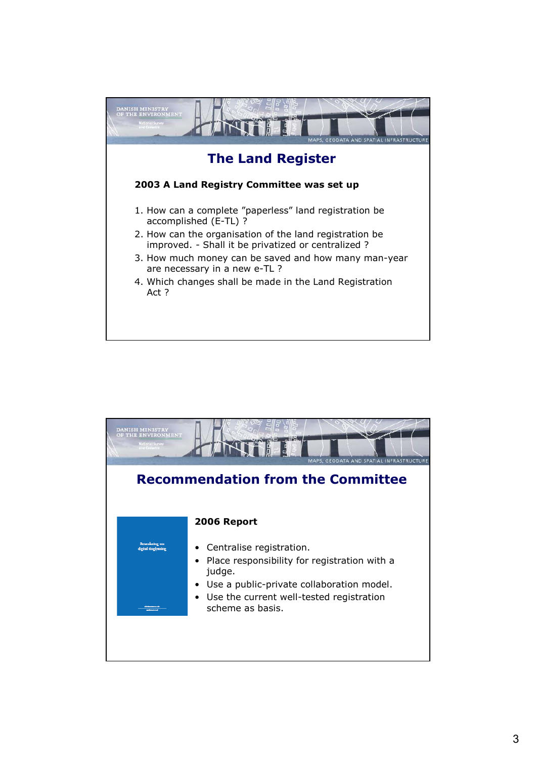## The Land Register

**2003 A Land Registry Committee was set up**

1. How can a complete ”paperless” land registration be accomplished (E-TL) ?
2. How can the organisation of the land registration be improved. - Shall it be privatized or centralized ?
3. How much money can be saved and how many man-year are necessary in a new e-TL ?
4. Which changes shall be made in the Land Registration Act ?

## Recommendation from the Committee

**2006 Report**

- Centralise registration.
- Place responsibility for registration with a judge.
- Use a public-private collaboration model.
- Use the current well-tested registration scheme as basis.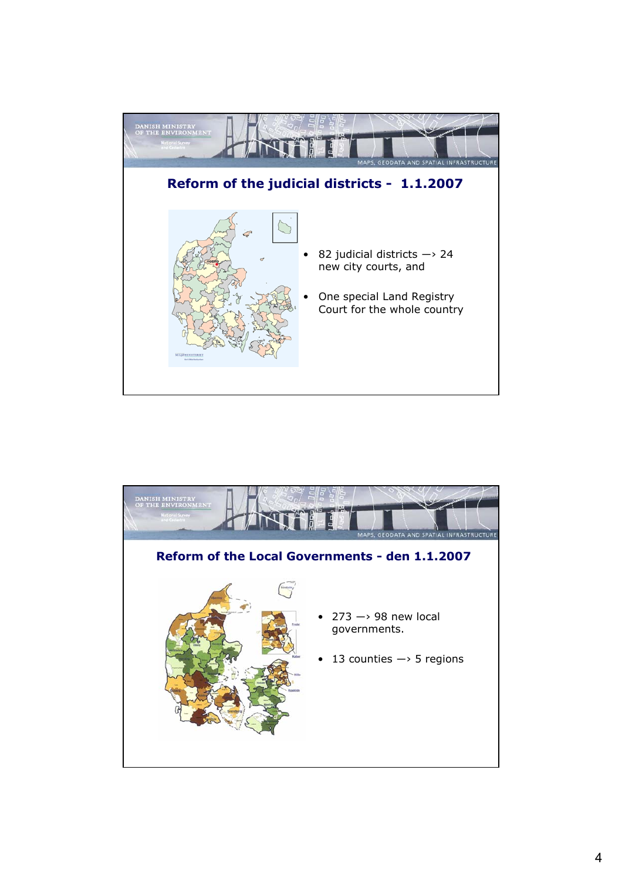## Reform of the judicial districts - 1.1.2007

- 82 judicial districts —› 24 new city courts, and
- One special Land Registry Court for the whole country

## Reform of the Local Governments - den 1.1.2007

- 273 —› 98 new local governments.
- 13 counties —› 5 regions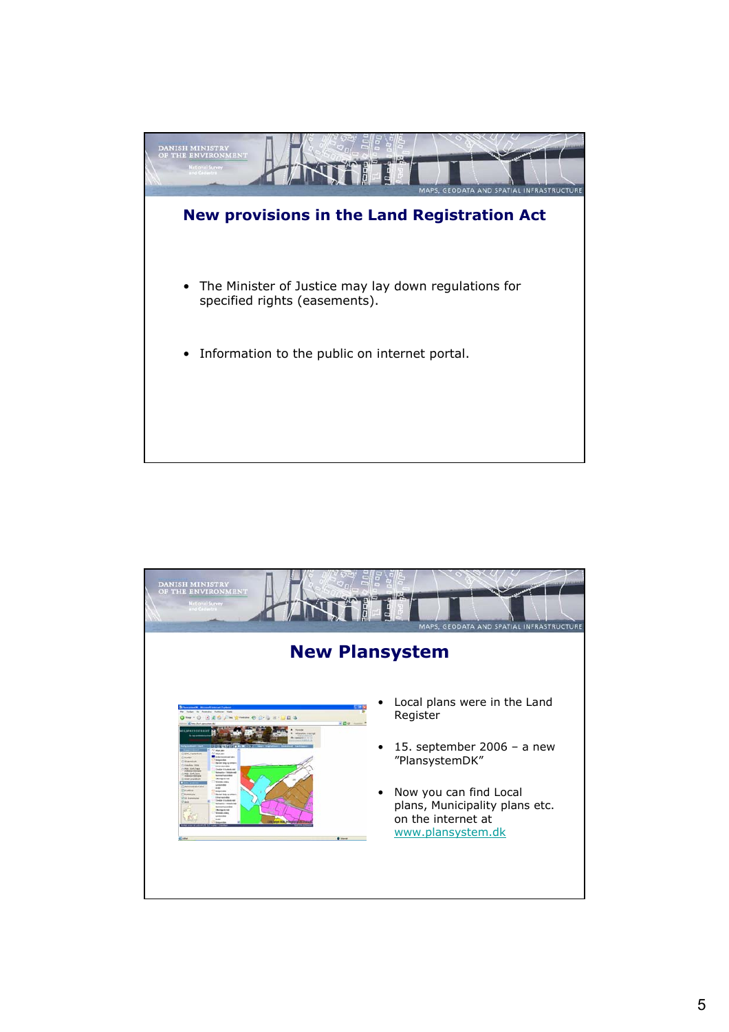## New provisions in the Land Registration Act

- The Minister of Justice may lay down regulations for specified rights (easements).
- Information to the public on internet portal.

## New Plansystem

- Local plans were in the Land Register
- 15. september 2006 – a new ”PlansystemDK”
- Now you can find Local plans, Municipality plans etc. on the internet at www.plansystem.dk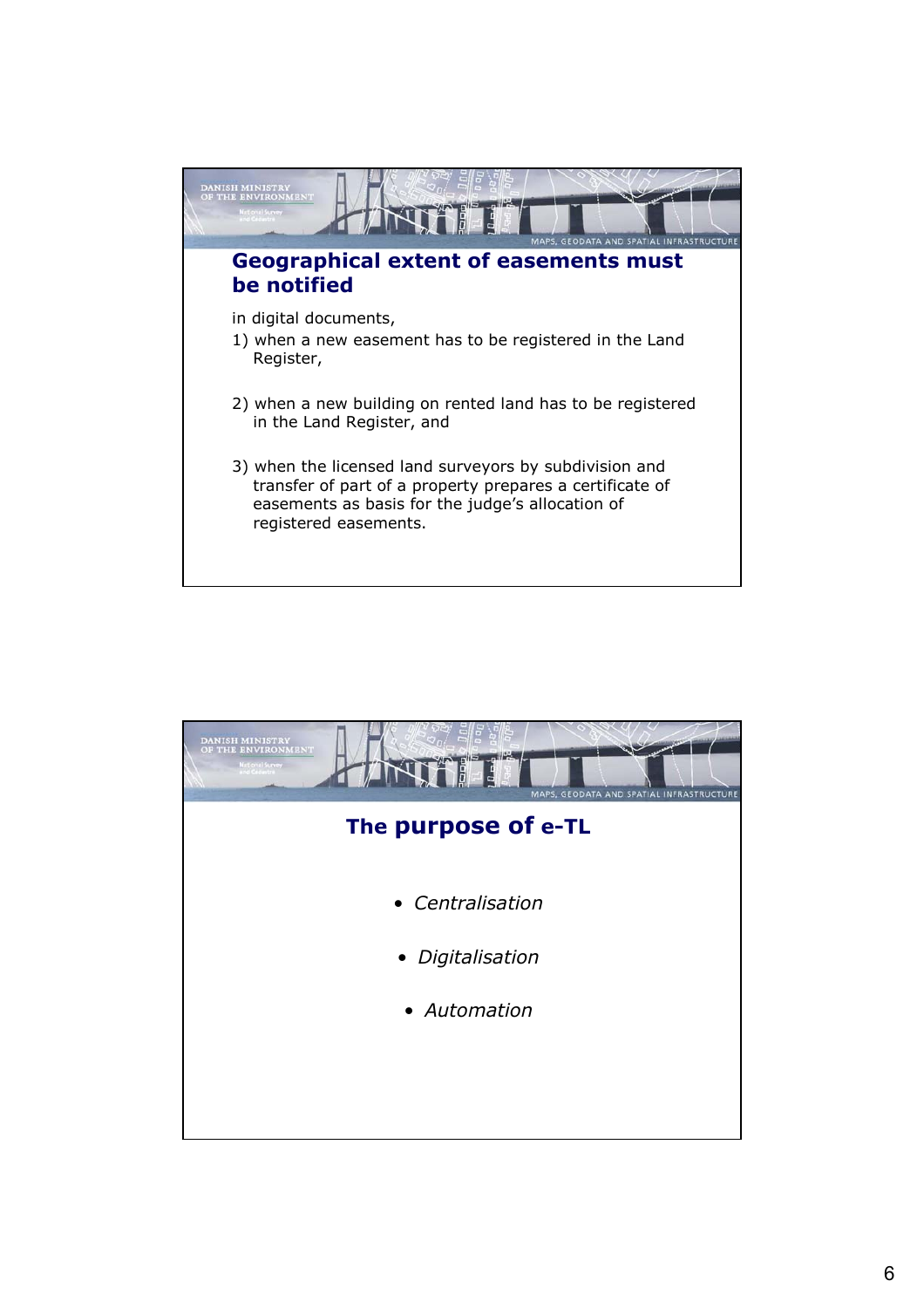## Geographical extent of easements must be notified

in digital documents,

1) when a new easement has to be registered in the Land Register,

2) when a new building on rented land has to be registered in the Land Register, and

3) when the licensed land surveyors by subdivision and transfer of part of a property prepares a certificate of easements as basis for the judge's allocation of registered easements.

## The purpose of e-TL

- *Centralisation*
- *Digitalisation*
- *Automation*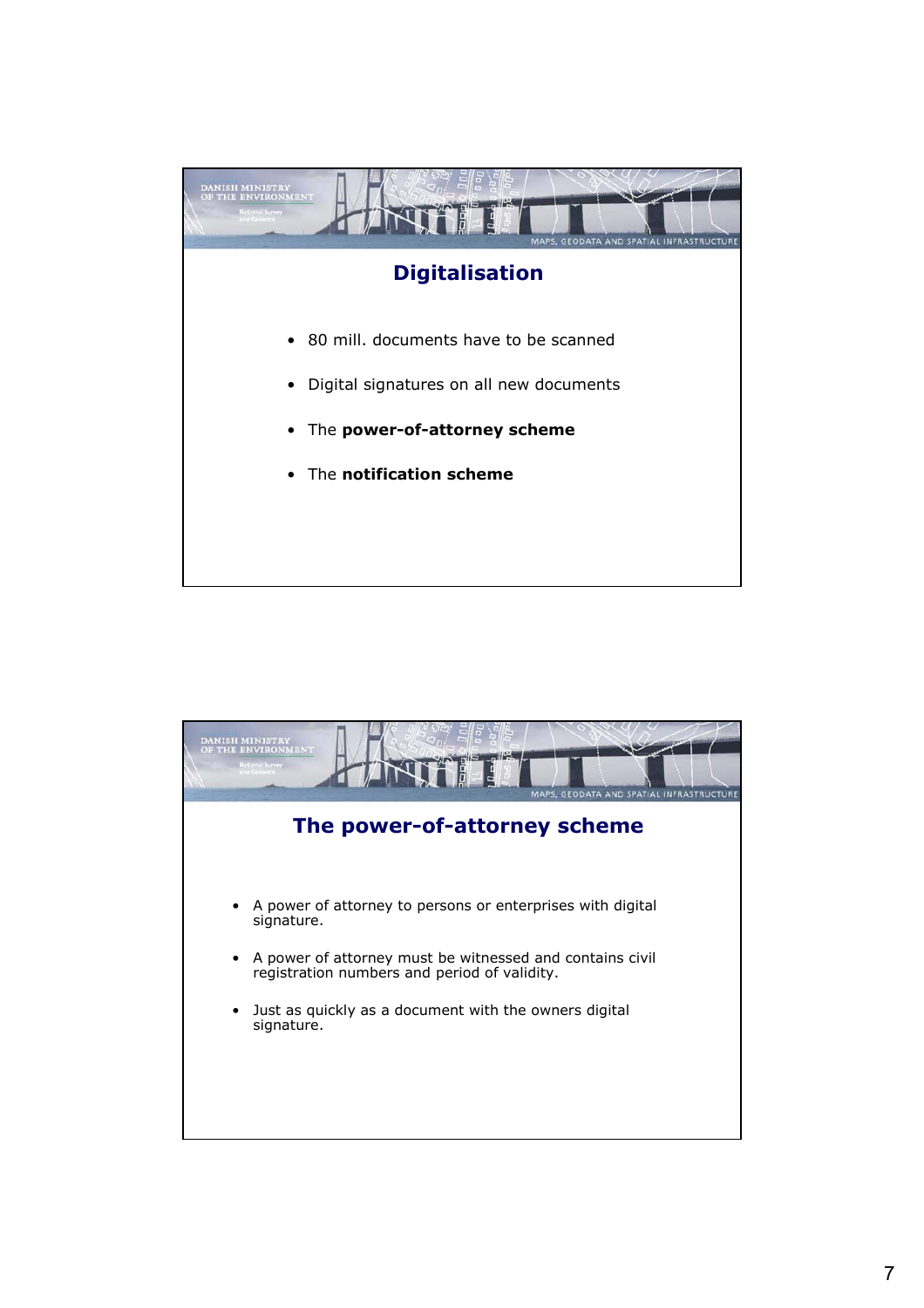## Digitalisation

- 80 mill. documents have to be scanned
- Digital signatures on all new documents
- The **power-of-attorney scheme**
- The **notification scheme**

## The power-of-attorney scheme

- A power of attorney to persons or enterprises with digital signature.
- A power of attorney must be witnessed and contains civil registration numbers and period of validity.
- Just as quickly as a document with the owners digital signature.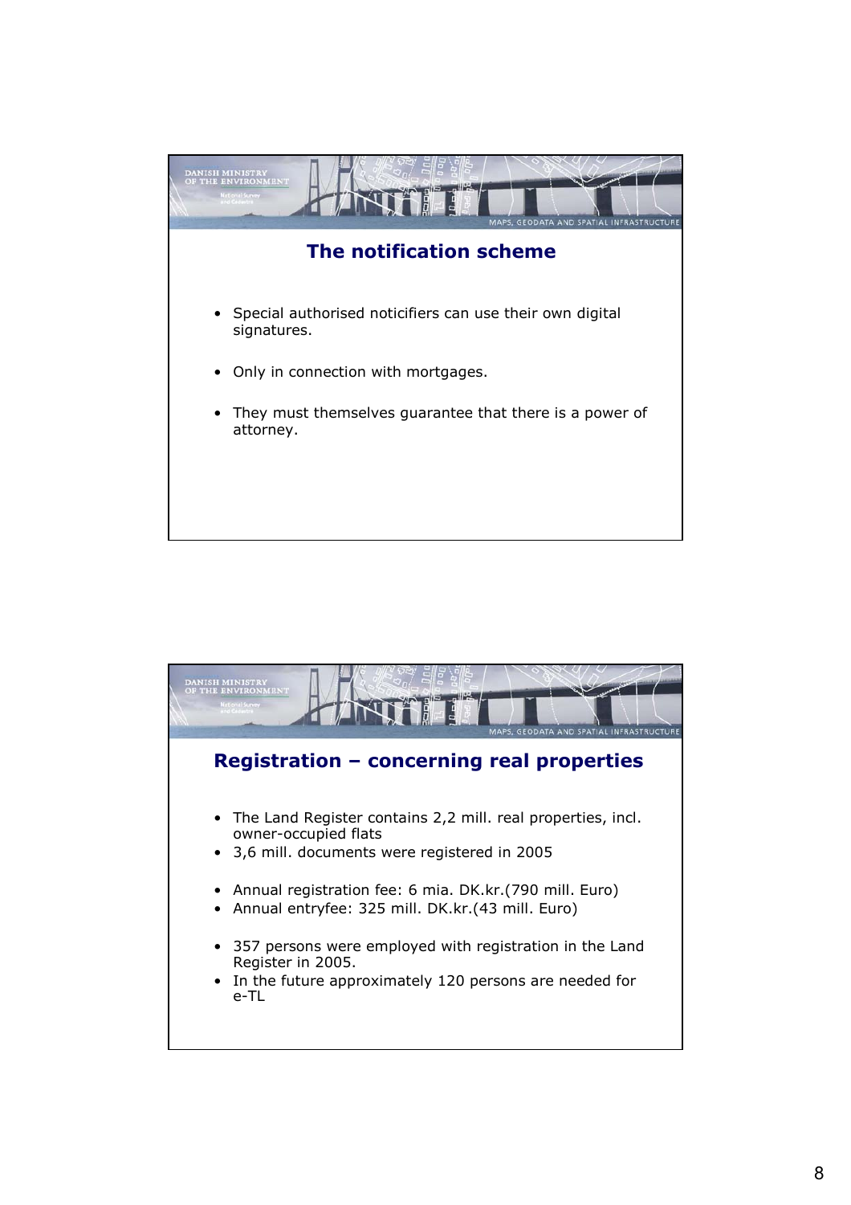## The notification scheme

- Special authorised noticifiers can use their own digital signatures.
- Only in connection with mortgages.
- They must themselves guarantee that there is a power of attorney.

## Registration – concerning real properties

- The Land Register contains 2,2 mill. real properties, incl. owner-occupied flats
- 3,6 mill. documents were registered in 2005
- Annual registration fee: 6 mia. DK.kr.(790 mill. Euro)
- Annual entryfee: 325 mill. DK.kr.(43 mill. Euro)
- 357 persons were employed with registration in the Land Register in 2005.
- In the future approximately 120 persons are needed for e-TL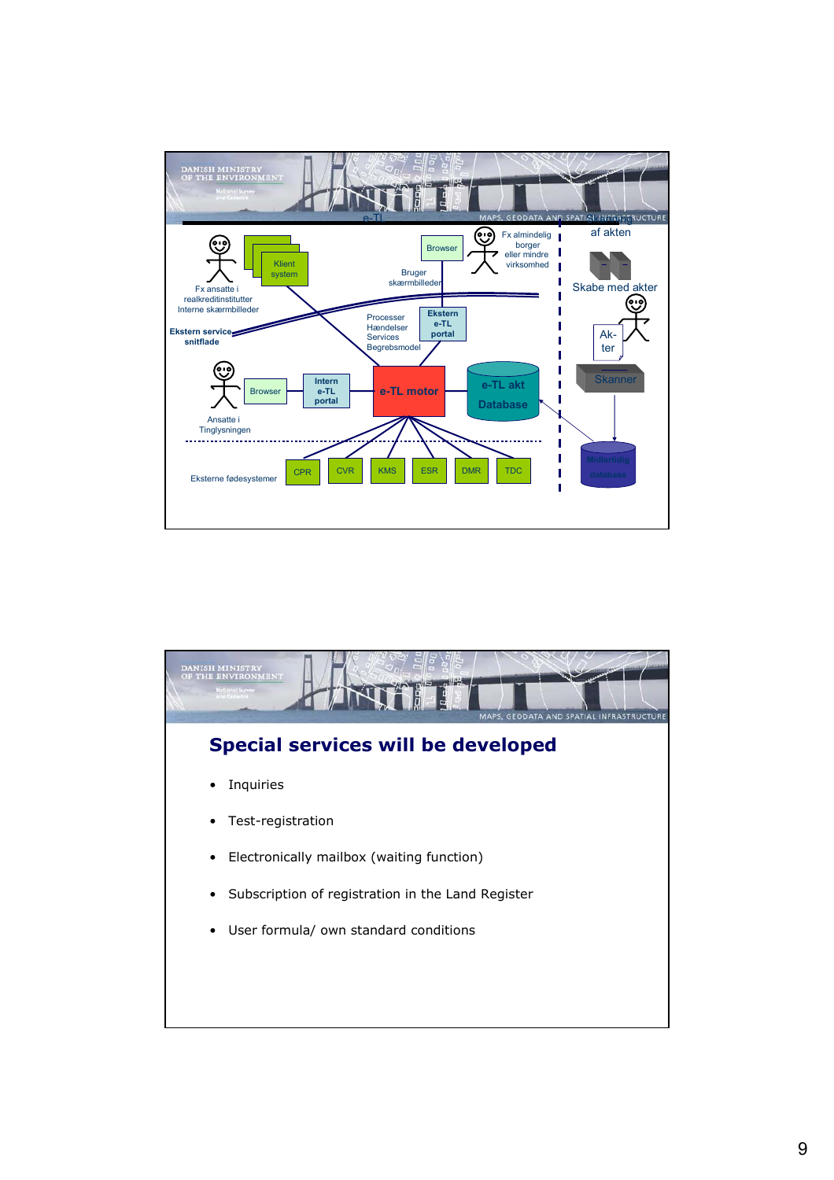e-TL

Fx ansatte i realkreditinstitutter Interne skærmbilleder

Klient system

Browser

Fx almindelig borger eller mindre virksomhed

Scanning af akten

Bruger skærmbilleder

Skabe med akter

Ekstern service snitflade

Processer Hændelser Services Begrebsmodel

Ekstern e-TL portal

Ak-ter

Browser

Intern e-TL portal

e-TL motor

e-TL akt Database

Skanner

Ansatte i Tinglysningen

Midlertidig database

Eksterne fødesystemer

CPR | CVR | KMS | ESR | DMR | TDC

## Special services will be developed

- Inquiries
- Test-registration
- Electronically mailbox (waiting function)
- Subscription of registration in the Land Register
- User formula/ own standard conditions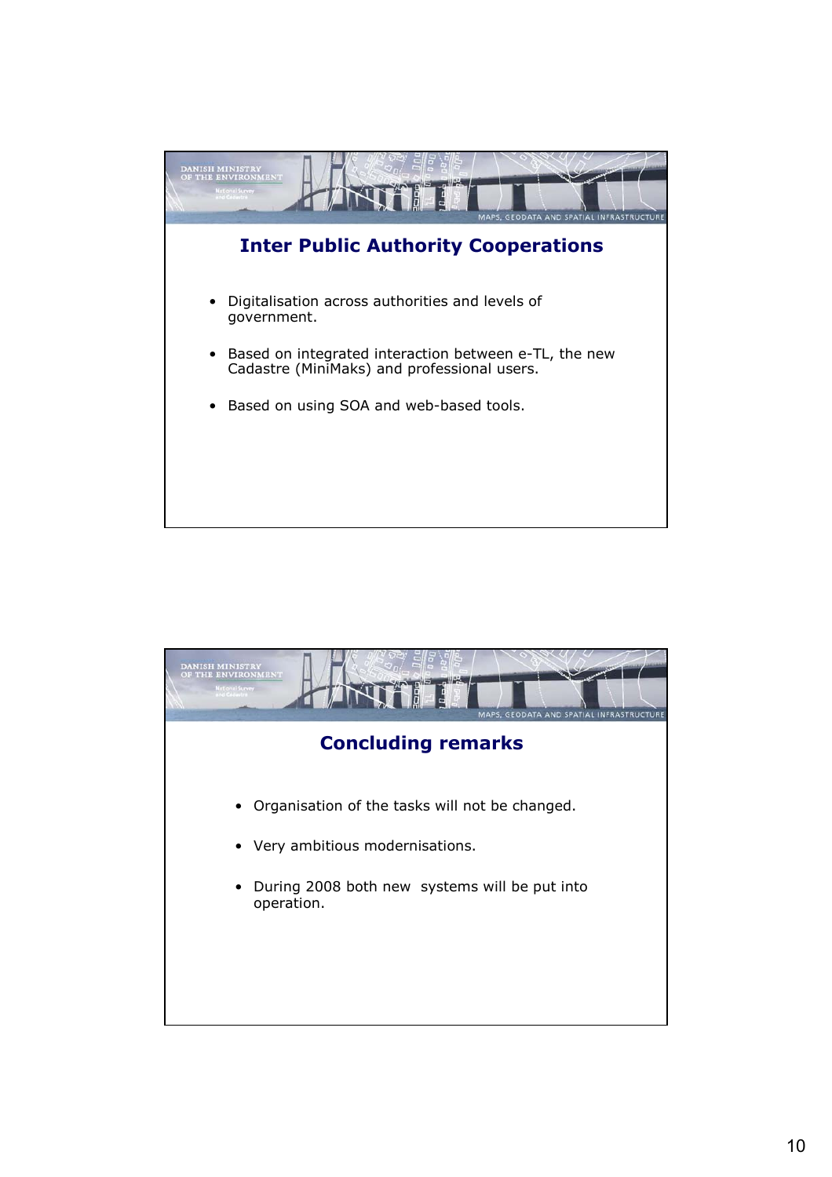## Inter Public Authority Cooperations

- Digitalisation across authorities and levels of government.
- Based on integrated interaction between e-TL, the new Cadastre (MiniMaks) and professional users.
- Based on using SOA and web-based tools.

## Concluding remarks

- Organisation of the tasks will not be changed.
- Very ambitious modernisations.
- During 2008 both new systems will be put into operation.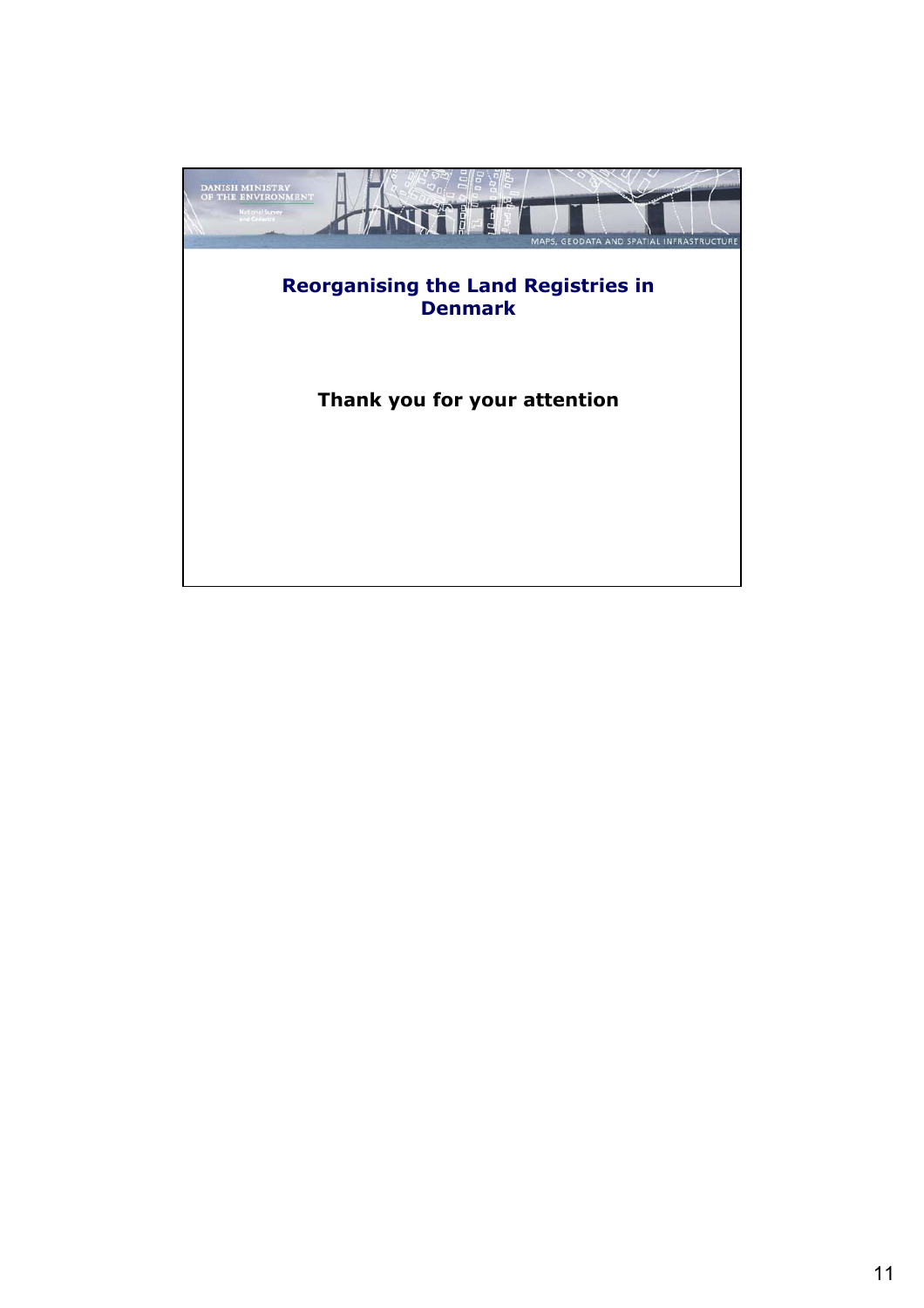DANISH MINISTRY OF THE ENVIRONMENT

National Survey and Cadastre

MAPS, GEODATA AND SPATIAL INFRASTRUCTURE

## Reorganising the Land Registries in Denmark

**Thank you for your attention**